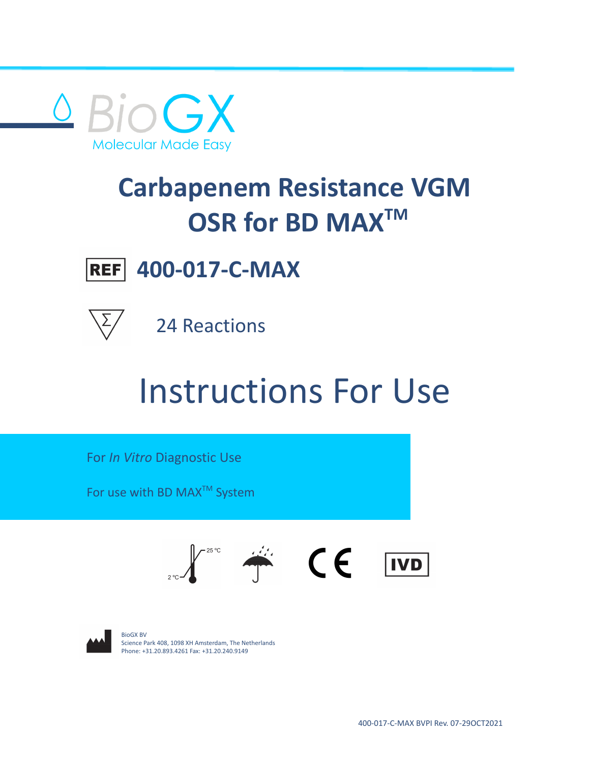BioGX

Molecular Made Easy

# Carbapenem Resistance VGM OSR for BD MAX™

REF **400-017-C-MAX**

24 Reactions

# Instructions For Use

For *In Vitro* Diagnostic Use

For use with BD MAX™ System

2 °C – 25 °C

CE IVD

BioGX BV
Science Park 408, 1098 XH Amsterdam, The Netherlands
Phone: +31.20.893.4261 Fax: +31.20.240.9149

400-017-C-MAX BVPI Rev. 07-29OCT2021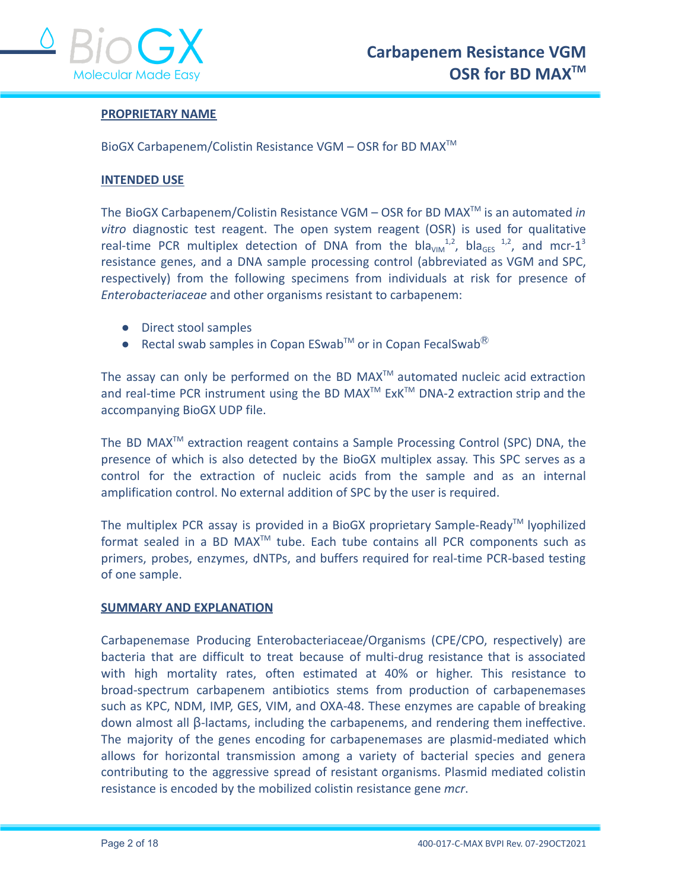## PROPRIETARY NAME

BioGX Carbapenem/Colistin Resistance VGM – OSR for BD MAX™

## INTENDED USE

The BioGX Carbapenem/Colistin Resistance VGM – OSR for BD MAX™ is an automated *in vitro* diagnostic test reagent. The open system reagent (OSR) is used for qualitative real-time PCR multiplex detection of DNA from the $bla_{VIM}$[1,2], $bla_{GES}$[1,2], and mcr-1[3] resistance genes, and a DNA sample processing control (abbreviated as VGM and SPC, respectively) from the following specimens from individuals at risk for presence of *Enterobacteriaceae* and other organisms resistant to carbapenem:

- Direct stool samples
- Rectal swab samples in Copan ESwab™ or in Copan FecalSwab®

The assay can only be performed on the BD MAX™ automated nucleic acid extraction and real-time PCR instrument using the BD MAX™ ExK™ DNA-2 extraction strip and the accompanying BioGX UDP file.

The BD MAX™ extraction reagent contains a Sample Processing Control (SPC) DNA, the presence of which is also detected by the BioGX multiplex assay. This SPC serves as a control for the extraction of nucleic acids from the sample and as an internal amplification control. No external addition of SPC by the user is required.

The multiplex PCR assay is provided in a BioGX proprietary Sample-Ready™ lyophilized format sealed in a BD MAX™ tube. Each tube contains all PCR components such as primers, probes, enzymes, dNTPs, and buffers required for real-time PCR-based testing of one sample.

## SUMMARY AND EXPLANATION

Carbapenemase Producing Enterobacteriaceae/Organisms (CPE/CPO, respectively) are bacteria that are difficult to treat because of multi-drug resistance that is associated with high mortality rates, often estimated at 40% or higher. This resistance to broad-spectrum carbapenem antibiotics stems from production of carbapenemases such as KPC, NDM, IMP, GES, VIM, and OXA-48. These enzymes are capable of breaking down almost all β-lactams, including the carbapenems, and rendering them ineffective. The majority of the genes encoding for carbapenemases are plasmid-mediated which allows for horizontal transmission among a variety of bacterial species and genera contributing to the aggressive spread of resistant organisms. Plasmid mediated colistin resistance is encoded by the mobilized colistin resistance gene *mcr*.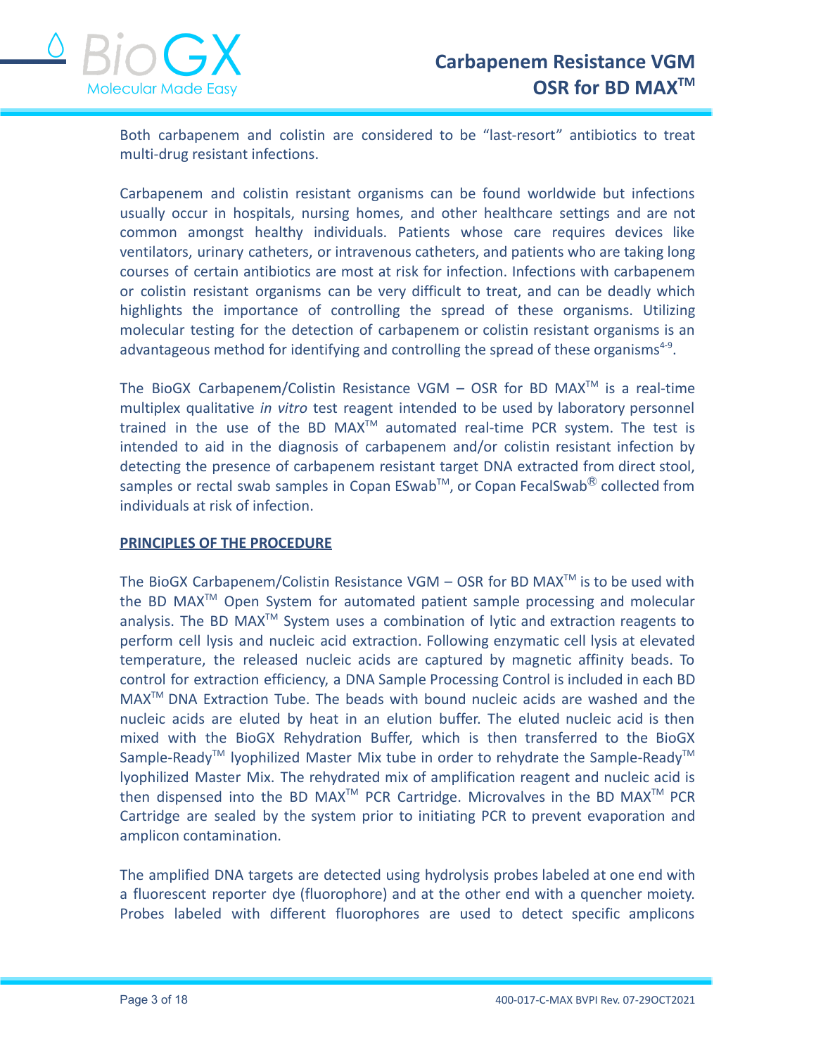Both carbapenem and colistin are considered to be "last-resort" antibiotics to treat multi-drug resistant infections.

Carbapenem and colistin resistant organisms can be found worldwide but infections usually occur in hospitals, nursing homes, and other healthcare settings and are not common amongst healthy individuals. Patients whose care requires devices like ventilators, urinary catheters, or intravenous catheters, and patients who are taking long courses of certain antibiotics are most at risk for infection. Infections with carbapenem or colistin resistant organisms can be very difficult to treat, and can be deadly which highlights the importance of controlling the spread of these organisms. Utilizing molecular testing for the detection of carbapenem or colistin resistant organisms is an advantageous method for identifying and controlling the spread of these organisms[4-9].

The BioGX Carbapenem/Colistin Resistance VGM – OSR for BD MAX™ is a real-time multiplex qualitative *in vitro* test reagent intended to be used by laboratory personnel trained in the use of the BD MAX™ automated real-time PCR system. The test is intended to aid in the diagnosis of carbapenem and/or colistin resistant infection by detecting the presence of carbapenem resistant target DNA extracted from direct stool, samples or rectal swab samples in Copan ESwab™, or Copan FecalSwab® collected from individuals at risk of infection.

## PRINCIPLES OF THE PROCEDURE

The BioGX Carbapenem/Colistin Resistance VGM – OSR for BD MAX™ is to be used with the BD MAX™ Open System for automated patient sample processing and molecular analysis. The BD MAX™ System uses a combination of lytic and extraction reagents to perform cell lysis and nucleic acid extraction. Following enzymatic cell lysis at elevated temperature, the released nucleic acids are captured by magnetic affinity beads. To control for extraction efficiency, a DNA Sample Processing Control is included in each BD MAX™ DNA Extraction Tube. The beads with bound nucleic acids are washed and the nucleic acids are eluted by heat in an elution buffer. The eluted nucleic acid is then mixed with the BioGX Rehydration Buffer, which is then transferred to the BioGX Sample-Ready™ lyophilized Master Mix tube in order to rehydrate the Sample-Ready™ lyophilized Master Mix. The rehydrated mix of amplification reagent and nucleic acid is then dispensed into the BD MAX™ PCR Cartridge. Microvalves in the BD MAX™ PCR Cartridge are sealed by the system prior to initiating PCR to prevent evaporation and amplicon contamination.

The amplified DNA targets are detected using hydrolysis probes labeled at one end with a fluorescent reporter dye (fluorophore) and at the other end with a quencher moiety. Probes labeled with different fluorophores are used to detect specific amplicons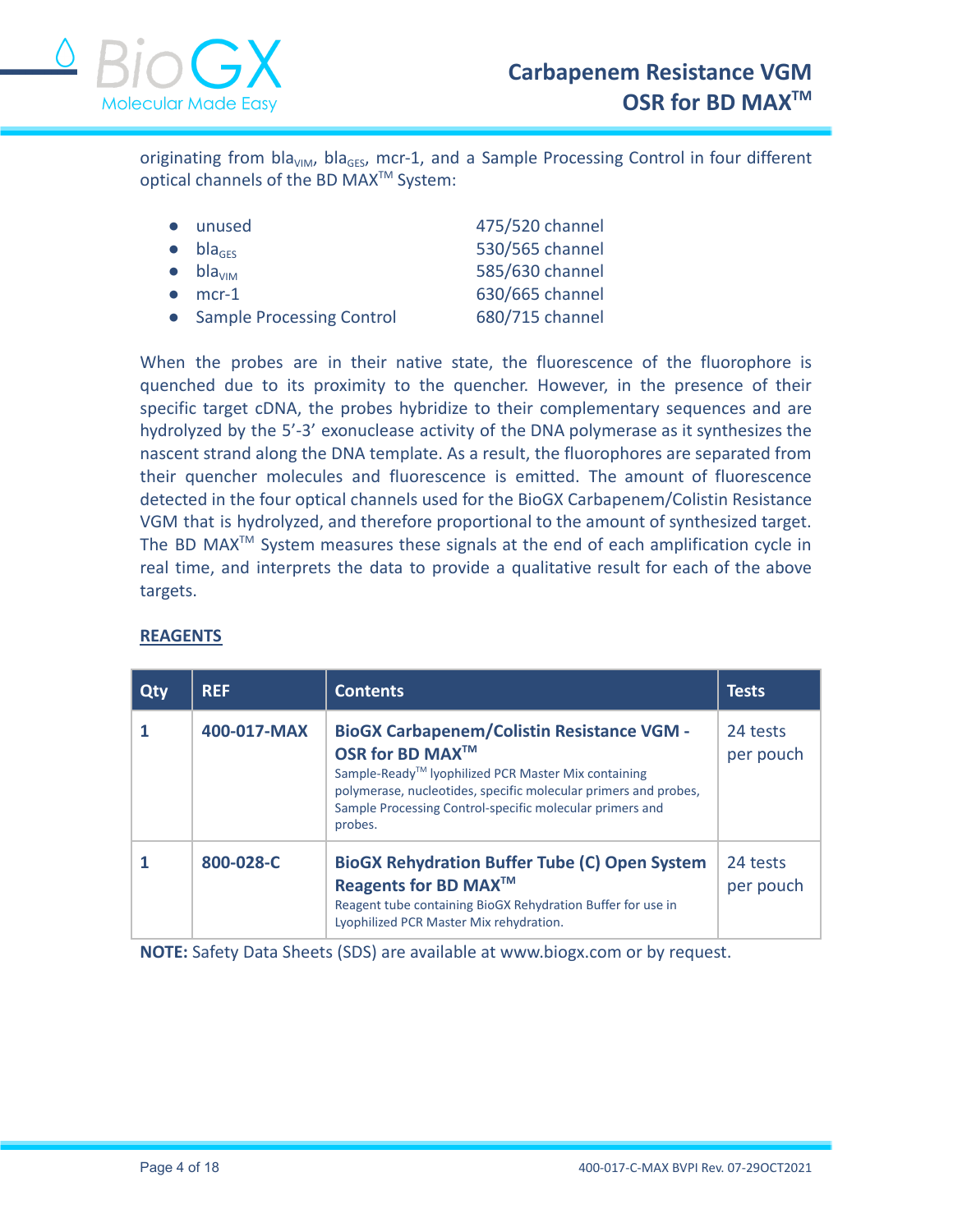originating from $bla_{VIM}$, $bla_{GES}$, mcr-1, and a Sample Processing Control in four different optical channels of the BD MAX™ System:

- unused — 475/520 channel
- $bla_{GES}$ — 530/565 channel
- $bla_{VIM}$ — 585/630 channel
- mcr-1 — 630/665 channel
- Sample Processing Control — 680/715 channel

When the probes are in their native state, the fluorescence of the fluorophore is quenched due to its proximity to the quencher. However, in the presence of their specific target cDNA, the probes hybridize to their complementary sequences and are hydrolyzed by the 5'-3' exonuclease activity of the DNA polymerase as it synthesizes the nascent strand along the DNA template. As a result, the fluorophores are separated from their quencher molecules and fluorescence is emitted. The amount of fluorescence detected in the four optical channels used for the BioGX Carbapenem/Colistin Resistance VGM that is hydrolyzed, and therefore proportional to the amount of synthesized target. The BD MAX™ System measures these signals at the end of each amplification cycle in real time, and interprets the data to provide a qualitative result for each of the above targets.

## REAGENTS

| Qty | REF | Contents | Tests |
|---|---|---|---|
| 1 | 400-017-MAX | **BioGX Carbapenem/Colistin Resistance VGM - OSR for BD MAX™** Sample-Ready™ lyophilized PCR Master Mix containing polymerase, nucleotides, specific molecular primers and probes, Sample Processing Control-specific molecular primers and probes. | 24 tests per pouch |
| 1 | 800-028-C | **BioGX Rehydration Buffer Tube (C) Open System Reagents for BD MAX™** Reagent tube containing BioGX Rehydration Buffer for use in Lyophilized PCR Master Mix rehydration. | 24 tests per pouch |

**NOTE:** Safety Data Sheets (SDS) are available at www.biogx.com or by request.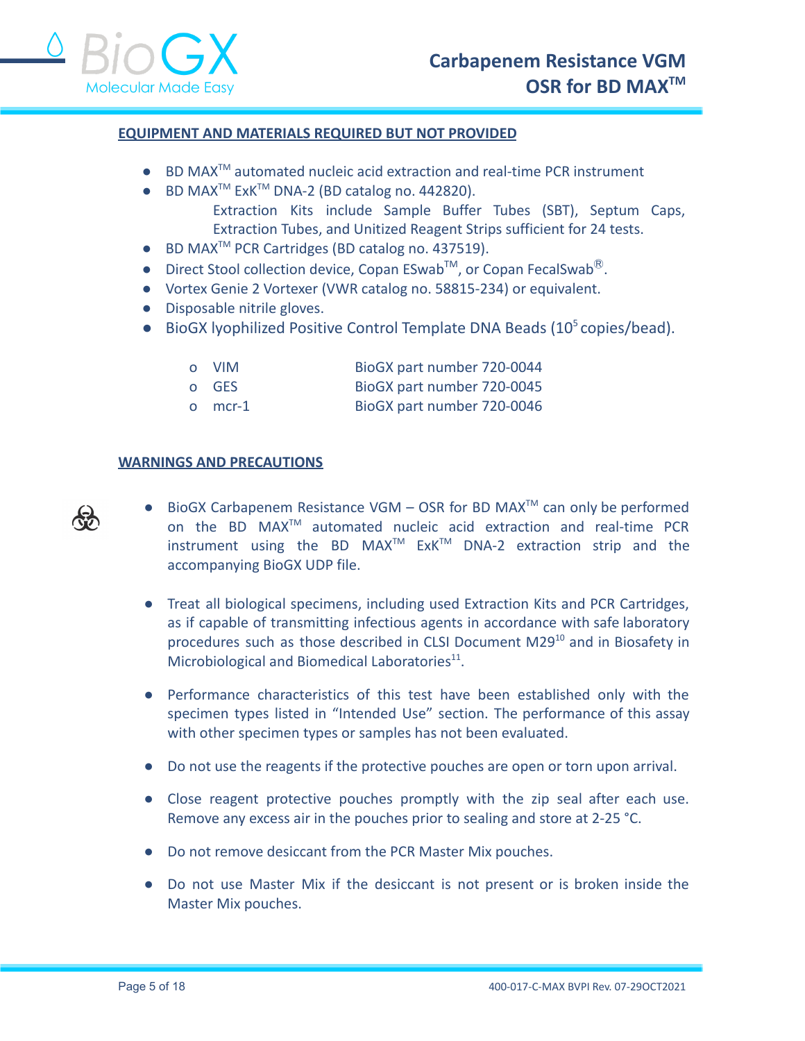## EQUIPMENT AND MATERIALS REQUIRED BUT NOT PROVIDED

- BD MAX™ automated nucleic acid extraction and real-time PCR instrument
- BD MAX™ ExK™ DNA-2 (BD catalog no. 442820).
  Extraction Kits include Sample Buffer Tubes (SBT), Septum Caps, Extraction Tubes, and Unitized Reagent Strips sufficient for 24 tests.
- BD MAX™ PCR Cartridges (BD catalog no. 437519).
- Direct Stool collection device, Copan ESwab™, or Copan FecalSwab®.
- Vortex Genie 2 Vortexer (VWR catalog no. 58815-234) or equivalent.
- Disposable nitrile gloves.
- BioGX lyophilized Positive Control Template DNA Beads ($10^5$ copies/bead).
  - VIM — BioGX part number 720-0044
  - GES — BioGX part number 720-0045
  - mcr-1 — BioGX part number 720-0046

## WARNINGS AND PRECAUTIONS

- BioGX Carbapenem Resistance VGM – OSR for BD MAX™ can only be performed on the BD MAX™ automated nucleic acid extraction and real-time PCR instrument using the BD MAX™ ExK™ DNA-2 extraction strip and the accompanying BioGX UDP file.
- Treat all biological specimens, including used Extraction Kits and PCR Cartridges, as if capable of transmitting infectious agents in accordance with safe laboratory procedures such as those described in CLSI Document M29[10] and in Biosafety in Microbiological and Biomedical Laboratories[11].
- Performance characteristics of this test have been established only with the specimen types listed in "Intended Use" section. The performance of this assay with other specimen types or samples has not been evaluated.
- Do not use the reagents if the protective pouches are open or torn upon arrival.
- Close reagent protective pouches promptly with the zip seal after each use. Remove any excess air in the pouches prior to sealing and store at 2-25 °C.
- Do not remove desiccant from the PCR Master Mix pouches.
- Do not use Master Mix if the desiccant is not present or is broken inside the Master Mix pouches.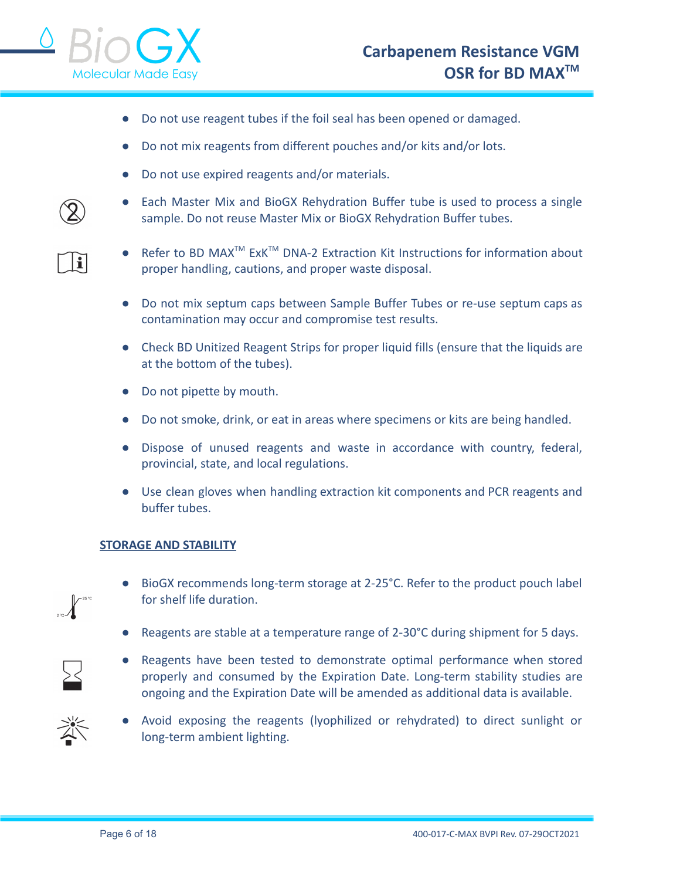- Do not use reagent tubes if the foil seal has been opened or damaged.
- Do not mix reagents from different pouches and/or kits and/or lots.
- Do not use expired reagents and/or materials.
- Each Master Mix and BioGX Rehydration Buffer tube is used to process a single sample. Do not reuse Master Mix or BioGX Rehydration Buffer tubes.
- Refer to BD MAX™ ExK™ DNA-2 Extraction Kit Instructions for information about proper handling, cautions, and proper waste disposal.
- Do not mix septum caps between Sample Buffer Tubes or re-use septum caps as contamination may occur and compromise test results.
- Check BD Unitized Reagent Strips for proper liquid fills (ensure that the liquids are at the bottom of the tubes).
- Do not pipette by mouth.
- Do not smoke, drink, or eat in areas where specimens or kits are being handled.
- Dispose of unused reagents and waste in accordance with country, federal, provincial, state, and local regulations.
- Use clean gloves when handling extraction kit components and PCR reagents and buffer tubes.

## STORAGE AND STABILITY

- BioGX recommends long-term storage at 2-25°C. Refer to the product pouch label for shelf life duration.
- Reagents are stable at a temperature range of 2-30°C during shipment for 5 days.
- Reagents have been tested to demonstrate optimal performance when stored properly and consumed by the Expiration Date. Long-term stability studies are ongoing and the Expiration Date will be amended as additional data is available.
- Avoid exposing the reagents (lyophilized or rehydrated) to direct sunlight or long-term ambient lighting.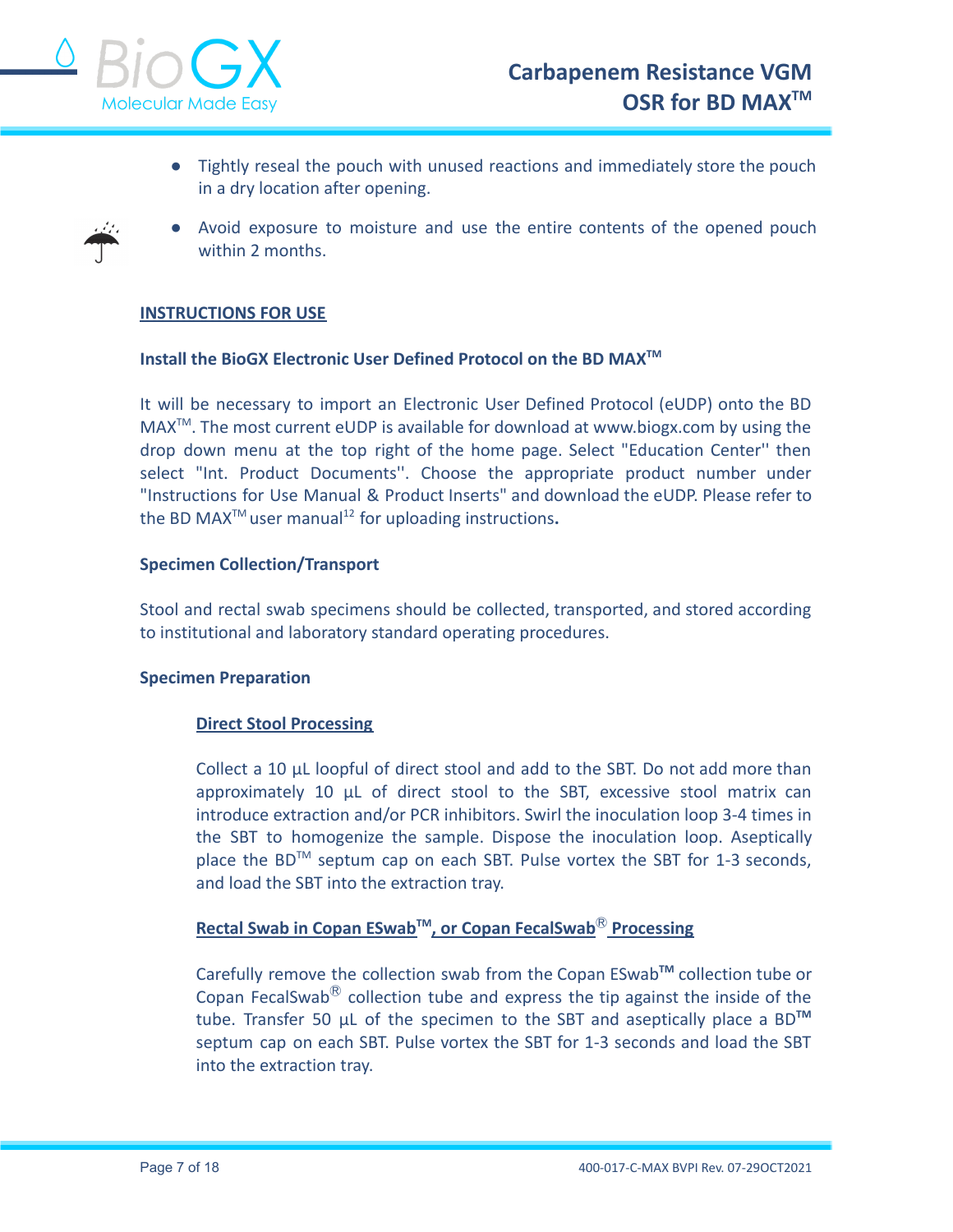- Tightly reseal the pouch with unused reactions and immediately store the pouch in a dry location after opening.
- Avoid exposure to moisture and use the entire contents of the opened pouch within 2 months.

## INSTRUCTIONS FOR USE

### Install the BioGX Electronic User Defined Protocol on the BD MAX™

It will be necessary to import an Electronic User Defined Protocol (eUDP) onto the BD MAX™. The most current eUDP is available for download at www.biogx.com by using the drop down menu at the top right of the home page. Select "Education Center'' then select "Int. Product Documents''. Choose the appropriate product number under "Instructions for Use Manual & Product Inserts" and download the eUDP. Please refer to the BD MAX™ user manual[12] for uploading instructions**.**

### Specimen Collection/Transport

Stool and rectal swab specimens should be collected, transported, and stored according to institutional and laboratory standard operating procedures.

### Specimen Preparation

#### Direct Stool Processing

Collect a 10 µL loopful of direct stool and add to the SBT. Do not add more than approximately 10 µL of direct stool to the SBT, excessive stool matrix can introduce extraction and/or PCR inhibitors. Swirl the inoculation loop 3-4 times in the SBT to homogenize the sample. Dispose the inoculation loop. Aseptically place the BD™ septum cap on each SBT. Pulse vortex the SBT for 1-3 seconds, and load the SBT into the extraction tray.

#### Rectal Swab in Copan ESwab™, or Copan FecalSwab® Processing

Carefully remove the collection swab from the Copan ESwab™ collection tube or Copan FecalSwab® collection tube and express the tip against the inside of the tube. Transfer 50 µL of the specimen to the SBT and aseptically place a BD™ septum cap on each SBT. Pulse vortex the SBT for 1-3 seconds and load the SBT into the extraction tray.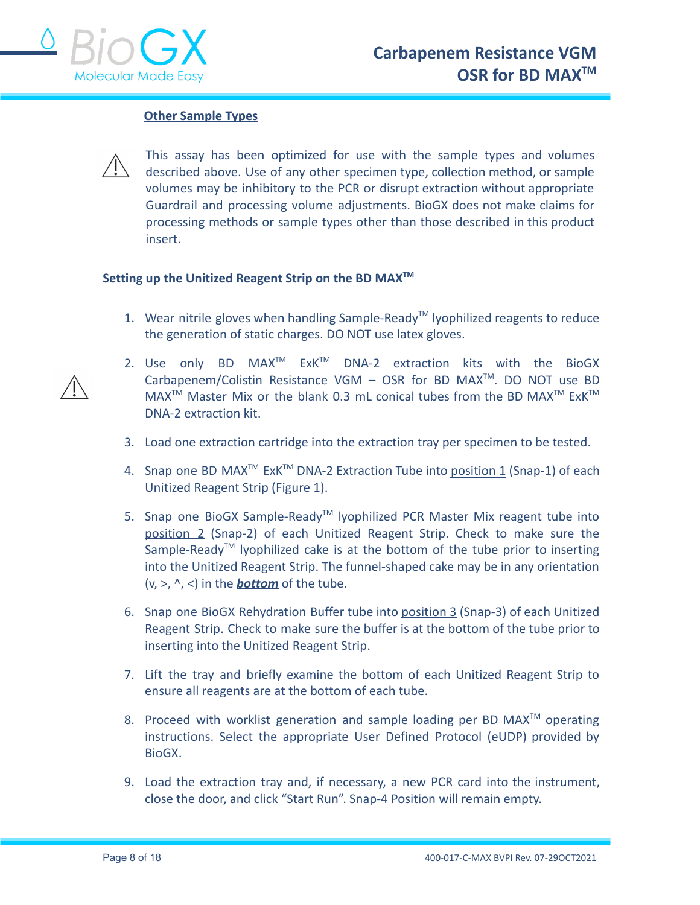<u>**Other Sample Types**</u>

⚠ This assay has been optimized for use with the sample types and volumes described above. Use of any other specimen type, collection method, or sample volumes may be inhibitory to the PCR or disrupt extraction without appropriate Guardrail and processing volume adjustments. BioGX does not make claims for processing methods or sample types other than those described in this product insert.

**Setting up the Unitized Reagent Strip on the BD MAX™**

1. Wear nitrile gloves when handling Sample-Ready™ lyophilized reagents to reduce the generation of static charges. <u>DO NOT</u> use latex gloves.
2. ⚠ Use only BD MAX™ ExK™ DNA-2 extraction kits with the BioGX Carbapenem/Colistin Resistance VGM – OSR for BD MAX™. DO NOT use BD MAX™ Master Mix or the blank 0.3 mL conical tubes from the BD MAX™ ExK™ DNA-2 extraction kit.
3. Load one extraction cartridge into the extraction tray per specimen to be tested.
4. Snap one BD MAX™ ExK™ DNA-2 Extraction Tube into <u>position 1</u> (Snap-1) of each Unitized Reagent Strip (Figure 1).
5. Snap one BioGX Sample-Ready™ lyophilized PCR Master Mix reagent tube into <u>position 2</u> (Snap-2) of each Unitized Reagent Strip. Check to make sure the Sample-Ready™ lyophilized cake is at the bottom of the tube prior to inserting into the Unitized Reagent Strip. The funnel-shaped cake may be in any orientation (v, >, ^, <) in the <u>***bottom***</u> of the tube.
6. Snap one BioGX Rehydration Buffer tube into <u>position 3</u> (Snap-3) of each Unitized Reagent Strip. Check to make sure the buffer is at the bottom of the tube prior to inserting into the Unitized Reagent Strip.
7. Lift the tray and briefly examine the bottom of each Unitized Reagent Strip to ensure all reagents are at the bottom of each tube.
8. Proceed with worklist generation and sample loading per BD MAX™ operating instructions. Select the appropriate User Defined Protocol (eUDP) provided by BioGX.
9. Load the extraction tray and, if necessary, a new PCR card into the instrument, close the door, and click "Start Run". Snap-4 Position will remain empty.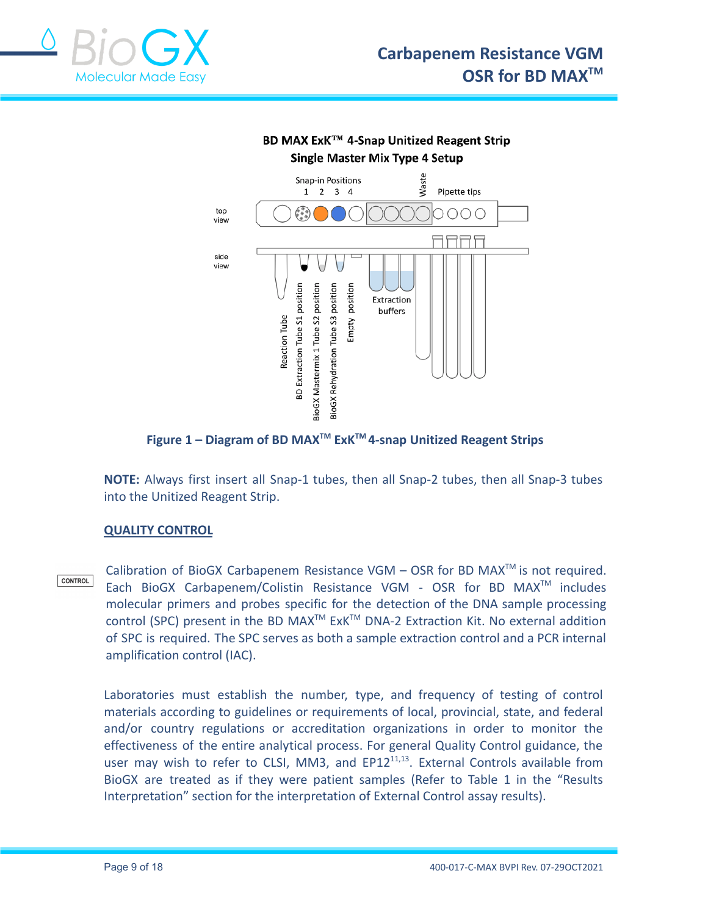**BD MAX ExK™ 4-Snap Unitized Reagent Strip**
**Single Master Mix Type 4 Setup**

Snap-in Positions 1 2 3 4 · Waste · Pipette tips

top view · side view

Reaction Tube · BD Extraction Tube S1 position · BioGX Mastermix 1 Tube S2 position · BioGX Rehydration Tube S3 position · Empty position · Extraction buffers

**Figure 1 – Diagram of BD MAX™ ExK™ 4-snap Unitized Reagent Strips**

**NOTE:** Always first insert all Snap-1 tubes, then all Snap-2 tubes, then all Snap-3 tubes into the Unitized Reagent Strip.

## QUALITY CONTROL

CONTROL

Calibration of BioGX Carbapenem Resistance VGM – OSR for BD MAX™ is not required. Each BioGX Carbapenem/Colistin Resistance VGM - OSR for BD MAX™ includes molecular primers and probes specific for the detection of the DNA sample processing control (SPC) present in the BD MAX™ ExK™ DNA-2 Extraction Kit. No external addition of SPC is required. The SPC serves as both a sample extraction control and a PCR internal amplification control (IAC).

Laboratories must establish the number, type, and frequency of testing of control materials according to guidelines or requirements of local, provincial, state, and federal and/or country regulations or accreditation organizations in order to monitor the effectiveness of the entire analytical process. For general Quality Control guidance, the user may wish to refer to CLSI, MM3, and EP12[11,13]. External Controls available from BioGX are treated as if they were patient samples (Refer to Table 1 in the "Results Interpretation" section for the interpretation of External Control assay results).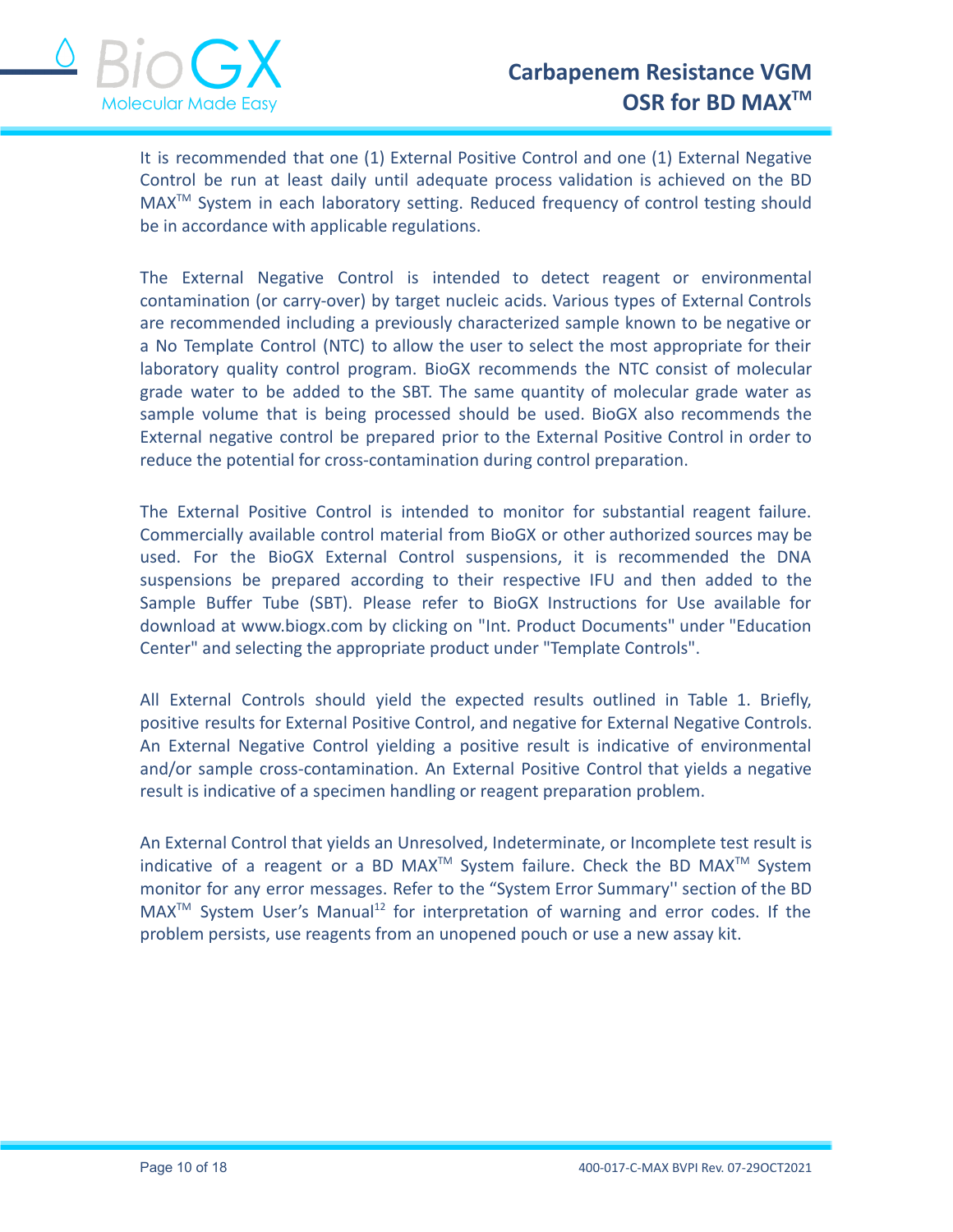It is recommended that one (1) External Positive Control and one (1) External Negative Control be run at least daily until adequate process validation is achieved on the BD MAX™ System in each laboratory setting. Reduced frequency of control testing should be in accordance with applicable regulations.

The External Negative Control is intended to detect reagent or environmental contamination (or carry-over) by target nucleic acids. Various types of External Controls are recommended including a previously characterized sample known to be negative or a No Template Control (NTC) to allow the user to select the most appropriate for their laboratory quality control program. BioGX recommends the NTC consist of molecular grade water to be added to the SBT. The same quantity of molecular grade water as sample volume that is being processed should be used. BioGX also recommends the External negative control be prepared prior to the External Positive Control in order to reduce the potential for cross-contamination during control preparation.

The External Positive Control is intended to monitor for substantial reagent failure. Commercially available control material from BioGX or other authorized sources may be used. For the BioGX External Control suspensions, it is recommended the DNA suspensions be prepared according to their respective IFU and then added to the Sample Buffer Tube (SBT). Please refer to BioGX Instructions for Use available for download at www.biogx.com by clicking on "Int. Product Documents" under "Education Center" and selecting the appropriate product under "Template Controls".

All External Controls should yield the expected results outlined in Table 1. Briefly, positive results for External Positive Control, and negative for External Negative Controls. An External Negative Control yielding a positive result is indicative of environmental and/or sample cross-contamination. An External Positive Control that yields a negative result is indicative of a specimen handling or reagent preparation problem.

An External Control that yields an Unresolved, Indeterminate, or Incomplete test result is indicative of a reagent or a BD MAX™ System failure. Check the BD MAX™ System monitor for any error messages. Refer to the "System Error Summary'' section of the BD MAX™ System User's Manual[12] for interpretation of warning and error codes. If the problem persists, use reagents from an unopened pouch or use a new assay kit.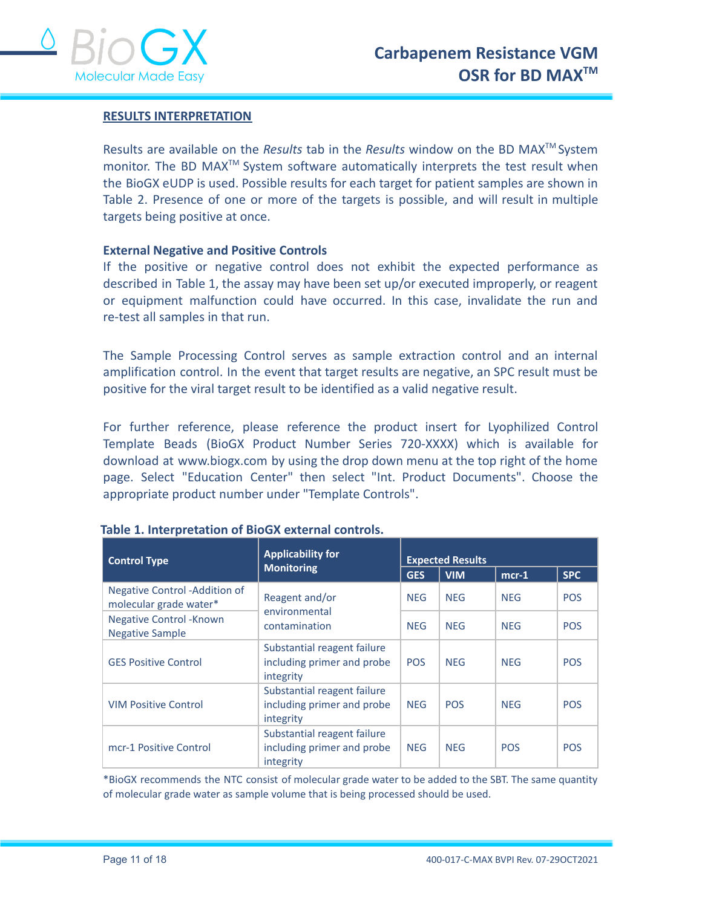## RESULTS INTERPRETATION

Results are available on the *Results* tab in the *Results* window on the BD MAX™ System monitor. The BD MAX™ System software automatically interprets the test result when the BioGX eUDP is used. Possible results for each target for patient samples are shown in Table 2. Presence of one or more of the targets is possible, and will result in multiple targets being positive at once.

**External Negative and Positive Controls**

If the positive or negative control does not exhibit the expected performance as described in Table 1, the assay may have been set up/or executed improperly, or reagent or equipment malfunction could have occurred. In this case, invalidate the run and re-test all samples in that run.

The Sample Processing Control serves as sample extraction control and an internal amplification control. In the event that target results are negative, an SPC result must be positive for the viral target result to be identified as a valid negative result.

For further reference, please reference the product insert for Lyophilized Control Template Beads (BioGX Product Number Series 720-XXXX) which is available for download at www.biogx.com by using the drop down menu at the top right of the home page. Select "Education Center" then select "Int. Product Documents". Choose the appropriate product number under "Template Controls".

**Table 1. Interpretation of BioGX external controls.**

| Control Type | Applicability for Monitoring | Expected Results | | | |
|---|---|---|---|---|---|
| | | GES | VIM | mcr-1 | SPC |
| Negative Control -Addition of molecular grade water* | Reagent and/or environmental contamination | NEG | NEG | NEG | POS |
| Negative Control -Known Negative Sample | | NEG | NEG | NEG | POS |
| GES Positive Control | Substantial reagent failure including primer and probe integrity | POS | NEG | NEG | POS |
| VIM Positive Control | Substantial reagent failure including primer and probe integrity | NEG | POS | NEG | POS |
| mcr-1 Positive Control | Substantial reagent failure including primer and probe integrity | NEG | NEG | POS | POS |

*BioGX recommends the NTC consist of molecular grade water to be added to the SBT. The same quantity of molecular grade water as sample volume that is being processed should be used.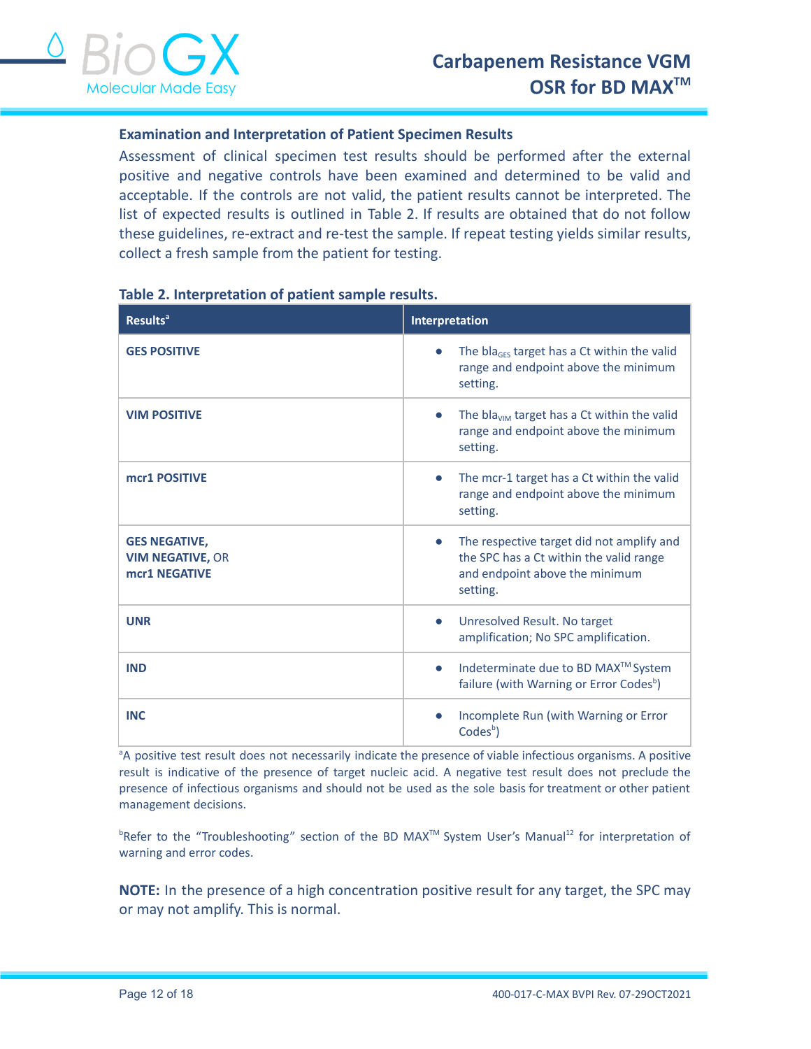### Examination and Interpretation of Patient Specimen Results

Assessment of clinical specimen test results should be performed after the external positive and negative controls have been examined and determined to be valid and acceptable. If the controls are not valid, the patient results cannot be interpreted. The list of expected results is outlined in Table 2. If results are obtained that do not follow these guidelines, re-extract and re-test the sample. If repeat testing yields similar results, collect a fresh sample from the patient for testing.

**Table 2. Interpretation of patient sample results.**

| Results[a] | Interpretation |
|---|---|
| **GES POSITIVE** | • The $bla_{GES}$ target has a Ct within the valid range and endpoint above the minimum setting. |
| **VIM POSITIVE** | • The $bla_{VIM}$ target has a Ct within the valid range and endpoint above the minimum setting. |
| **mcr1 POSITIVE** | • The mcr-1 target has a Ct within the valid range and endpoint above the minimum setting. |
| **GES NEGATIVE, VIM NEGATIVE,** OR **mcr1 NEGATIVE** | • The respective target did not amplify and the SPC has a Ct within the valid range and endpoint above the minimum setting. |
| **UNR** | • Unresolved Result. No target amplification; No SPC amplification. |
| **IND** | • Indeterminate due to BD MAX™ System failure (with Warning or Error Codes[b]) |
| **INC** | • Incomplete Run (with Warning or Error Codes[b]) |

[a]A positive test result does not necessarily indicate the presence of viable infectious organisms. A positive result is indicative of the presence of target nucleic acid. A negative test result does not preclude the presence of infectious organisms and should not be used as the sole basis for treatment or other patient management decisions.

[b]Refer to the "Troubleshooting" section of the BD MAX™ System User's Manual[12] for interpretation of warning and error codes.

**NOTE:** In the presence of a high concentration positive result for any target, the SPC may or may not amplify. This is normal.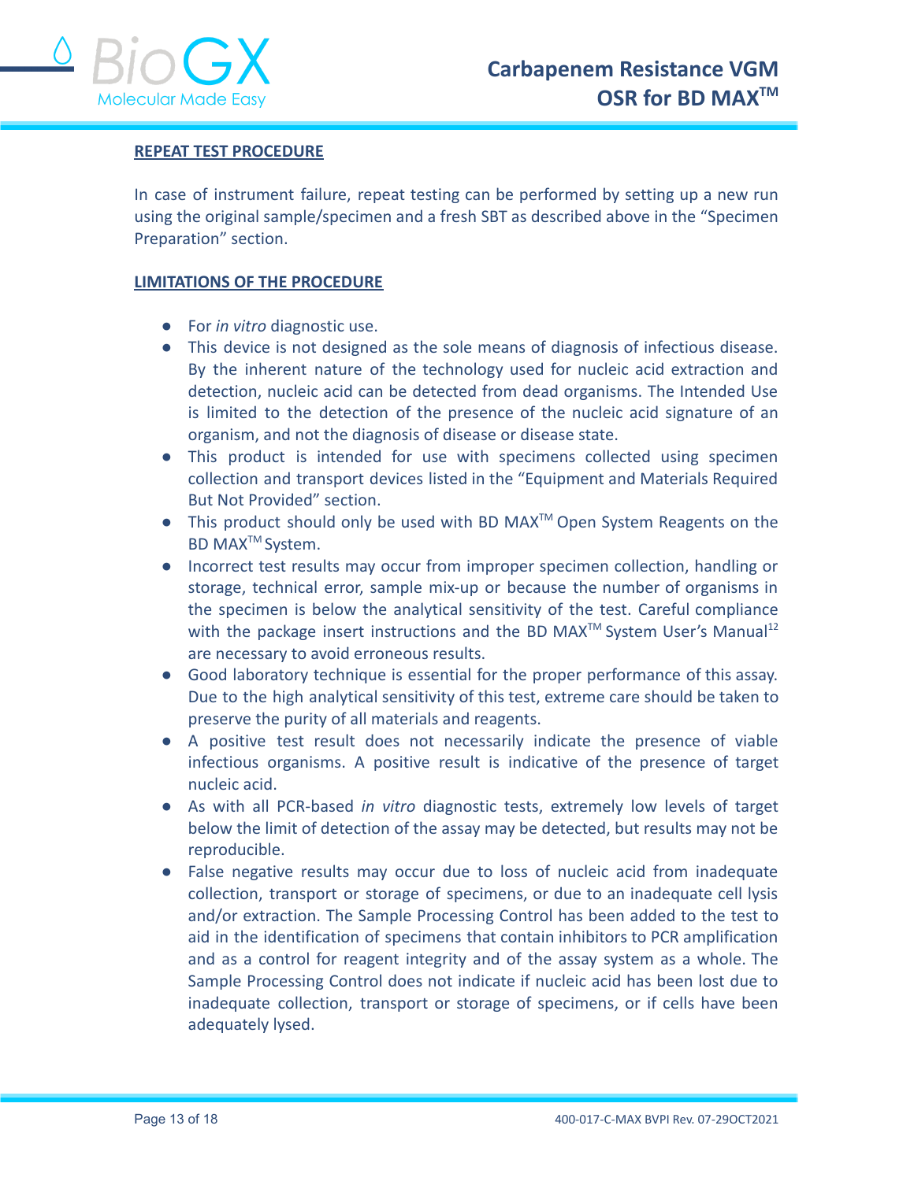## REPEAT TEST PROCEDURE

In case of instrument failure, repeat testing can be performed by setting up a new run using the original sample/specimen and a fresh SBT as described above in the "Specimen Preparation" section.

## LIMITATIONS OF THE PROCEDURE

- For *in vitro* diagnostic use.
- This device is not designed as the sole means of diagnosis of infectious disease. By the inherent nature of the technology used for nucleic acid extraction and detection, nucleic acid can be detected from dead organisms. The Intended Use is limited to the detection of the presence of the nucleic acid signature of an organism, and not the diagnosis of disease or disease state.
- This product is intended for use with specimens collected using specimen collection and transport devices listed in the "Equipment and Materials Required But Not Provided" section.
- This product should only be used with BD MAX™ Open System Reagents on the BD MAX™ System.
- Incorrect test results may occur from improper specimen collection, handling or storage, technical error, sample mix-up or because the number of organisms in the specimen is below the analytical sensitivity of the test. Careful compliance with the package insert instructions and the BD MAX™ System User's Manual[12] are necessary to avoid erroneous results.
- Good laboratory technique is essential for the proper performance of this assay. Due to the high analytical sensitivity of this test, extreme care should be taken to preserve the purity of all materials and reagents.
- A positive test result does not necessarily indicate the presence of viable infectious organisms. A positive result is indicative of the presence of target nucleic acid.
- As with all PCR-based *in vitro* diagnostic tests, extremely low levels of target below the limit of detection of the assay may be detected, but results may not be reproducible.
- False negative results may occur due to loss of nucleic acid from inadequate collection, transport or storage of specimens, or due to an inadequate cell lysis and/or extraction. The Sample Processing Control has been added to the test to aid in the identification of specimens that contain inhibitors to PCR amplification and as a control for reagent integrity and of the assay system as a whole. The Sample Processing Control does not indicate if nucleic acid has been lost due to inadequate collection, transport or storage of specimens, or if cells have been adequately lysed.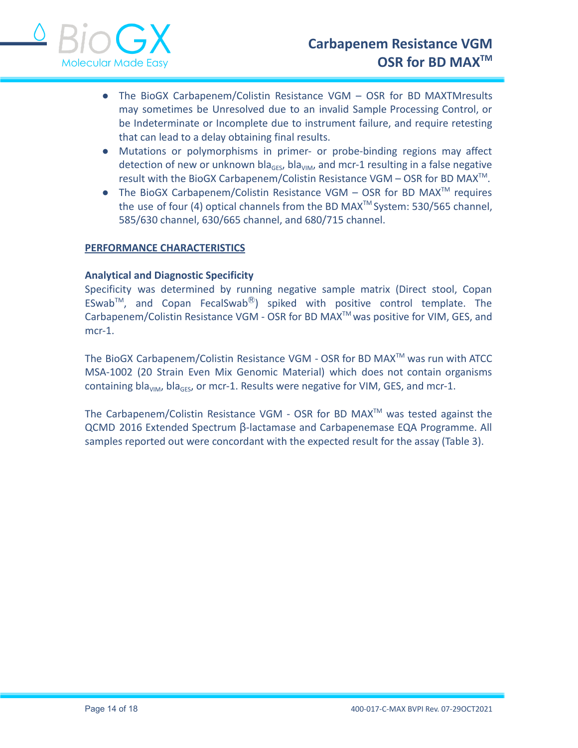- The BioGX Carbapenem/Colistin Resistance VGM – OSR for BD MAXTMresults may sometimes be Unresolved due to an invalid Sample Processing Control, or be Indeterminate or Incomplete due to instrument failure, and require retesting that can lead to a delay obtaining final results.
- Mutations or polymorphisms in primer- or probe-binding regions may affect detection of new or unknown $bla_{GES}$, $bla_{VIM}$, and mcr-1 resulting in a false negative result with the BioGX Carbapenem/Colistin Resistance VGM – OSR for BD MAX™.
- The BioGX Carbapenem/Colistin Resistance VGM – OSR for BD MAX™ requires the use of four (4) optical channels from the BD MAX™ System: 530/565 channel, 585/630 channel, 630/665 channel, and 680/715 channel.

## PERFORMANCE CHARACTERISTICS

### Analytical and Diagnostic Specificity

Specificity was determined by running negative sample matrix (Direct stool, Copan ESwab™, and Copan FecalSwab®) spiked with positive control template. The Carbapenem/Colistin Resistance VGM - OSR for BD MAX™ was positive for VIM, GES, and mcr-1.

The BioGX Carbapenem/Colistin Resistance VGM - OSR for BD MAX™ was run with ATCC MSA-1002 (20 Strain Even Mix Genomic Material) which does not contain organisms containing $bla_{VIM}$, $bla_{GES}$, or mcr-1. Results were negative for VIM, GES, and mcr-1.

The Carbapenem/Colistin Resistance VGM - OSR for BD MAX™ was tested against the QCMD 2016 Extended Spectrum β-lactamase and Carbapenemase EQA Programme. All samples reported out were concordant with the expected result for the assay (Table 3).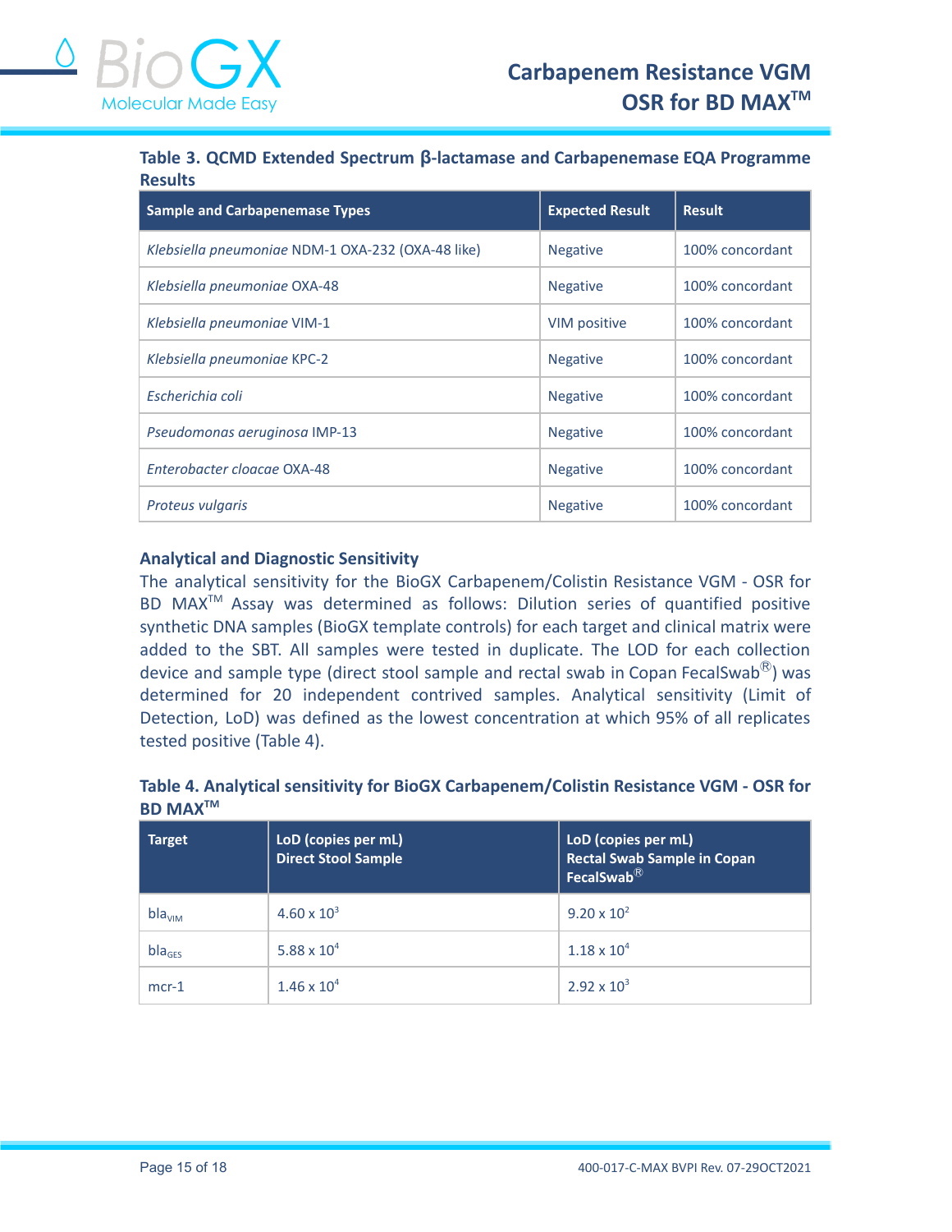**Table 3. QCMD Extended Spectrum β-lactamase and Carbapenemase EQA Programme Results**

| Sample and Carbapenemase Types | Expected Result | Result |
|---|---|---|
| *Klebsiella pneumoniae* NDM-1 OXA-232 (OXA-48 like) | Negative | 100% concordant |
| *Klebsiella pneumoniae* OXA-48 | Negative | 100% concordant |
| *Klebsiella pneumoniae* VIM-1 | VIM positive | 100% concordant |
| *Klebsiella pneumoniae* KPC-2 | Negative | 100% concordant |
| *Escherichia coli* | Negative | 100% concordant |
| *Pseudomonas aeruginosa* IMP-13 | Negative | 100% concordant |
| *Enterobacter cloacae* OXA-48 | Negative | 100% concordant |
| *Proteus vulgaris* | Negative | 100% concordant |

### Analytical and Diagnostic Sensitivity

The analytical sensitivity for the BioGX Carbapenem/Colistin Resistance VGM - OSR for BD MAX™ Assay was determined as follows: Dilution series of quantified positive synthetic DNA samples (BioGX template controls) for each target and clinical matrix were added to the SBT. All samples were tested in duplicate. The LOD for each collection device and sample type (direct stool sample and rectal swab in Copan FecalSwab®) was determined for 20 independent contrived samples. Analytical sensitivity (Limit of Detection, LoD) was defined as the lowest concentration at which 95% of all replicates tested positive (Table 4).

**Table 4. Analytical sensitivity for BioGX Carbapenem/Colistin Resistance VGM - OSR for BD MAX™**

| Target | LoD (copies per mL) Direct Stool Sample | LoD (copies per mL) Rectal Swab Sample in Copan FecalSwab® |
|---|---|---|
| $bla_{VIM}$ | $4.60 \times 10^3$ | $9.20 \times 10^2$ |
| $bla_{GES}$ | $5.88 \times 10^4$ | $1.18 \times 10^4$ |
| mcr-1 | $1.46 \times 10^4$ | $2.92 \times 10^3$ |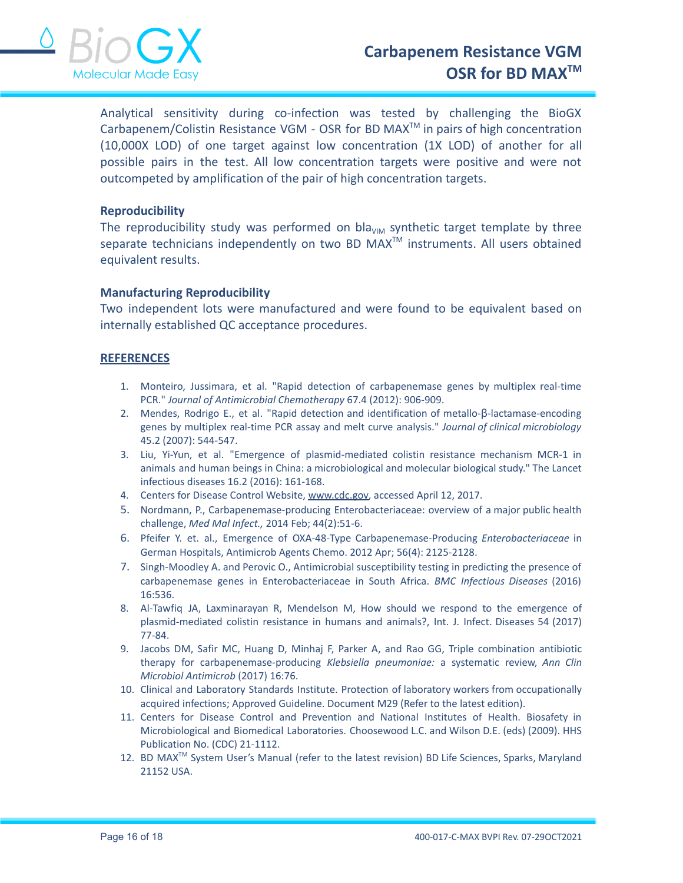Analytical sensitivity during co-infection was tested by challenging the BioGX Carbapenem/Colistin Resistance VGM - OSR for BD MAX™ in pairs of high concentration (10,000X LOD) of one target against low concentration (1X LOD) of another for all possible pairs in the test. All low concentration targets were positive and were not outcompeted by amplification of the pair of high concentration targets.

**Reproducibility**

The reproducibility study was performed on $bla_{VIM}$ synthetic target template by three separate technicians independently on two BD MAX™ instruments. All users obtained equivalent results.

**Manufacturing Reproducibility**

Two independent lots were manufactured and were found to be equivalent based on internally established QC acceptance procedures.

## REFERENCES

1. Monteiro, Jussimara, et al. "Rapid detection of carbapenemase genes by multiplex real-time PCR." *Journal of Antimicrobial Chemotherapy* 67.4 (2012): 906-909.
2. Mendes, Rodrigo E., et al. "Rapid detection and identification of metallo-β-lactamase-encoding genes by multiplex real-time PCR assay and melt curve analysis." *Journal of clinical microbiology* 45.2 (2007): 544-547.
3. Liu, Yi-Yun, et al. "Emergence of plasmid-mediated colistin resistance mechanism MCR-1 in animals and human beings in China: a microbiological and molecular biological study." The Lancet infectious diseases 16.2 (2016): 161-168.
4. Centers for Disease Control Website, www.cdc.gov, accessed April 12, 2017.
5. Nordmann, P., Carbapenemase-producing Enterobacteriaceae: overview of a major public health challenge, *Med Mal Infect.,* 2014 Feb; 44(2):51-6.
6. Pfeifer Y. et. al., Emergence of OXA-48-Type Carbapenemase-Producing *Enterobacteriaceae* in German Hospitals, Antimicrob Agents Chemo. 2012 Apr; 56(4): 2125-2128.
7. Singh-Moodley A. and Perovic O., Antimicrobial susceptibility testing in predicting the presence of carbapenemase genes in Enterobacteriaceae in South Africa. *BMC Infectious Diseases* (2016) 16:536.
8. Al-Tawfiq JA, Laxminarayan R, Mendelson M, How should we respond to the emergence of plasmid-mediated colistin resistance in humans and animals?, Int. J. Infect. Diseases 54 (2017) 77-84.
9. Jacobs DM, Safir MC, Huang D, Minhaj F, Parker A, and Rao GG, Triple combination antibiotic therapy for carbapenemase-producing *Klebsiella pneumoniae:* a systematic review, *Ann Clin Microbiol Antimicrob* (2017) 16:76.
10. Clinical and Laboratory Standards Institute. Protection of laboratory workers from occupationally acquired infections; Approved Guideline. Document M29 (Refer to the latest edition).
11. Centers for Disease Control and Prevention and National Institutes of Health. Biosafety in Microbiological and Biomedical Laboratories. Choosewood L.C. and Wilson D.E. (eds) (2009). HHS Publication No. (CDC) 21-1112.
12. BD MAX™ System User's Manual (refer to the latest revision) BD Life Sciences, Sparks, Maryland 21152 USA.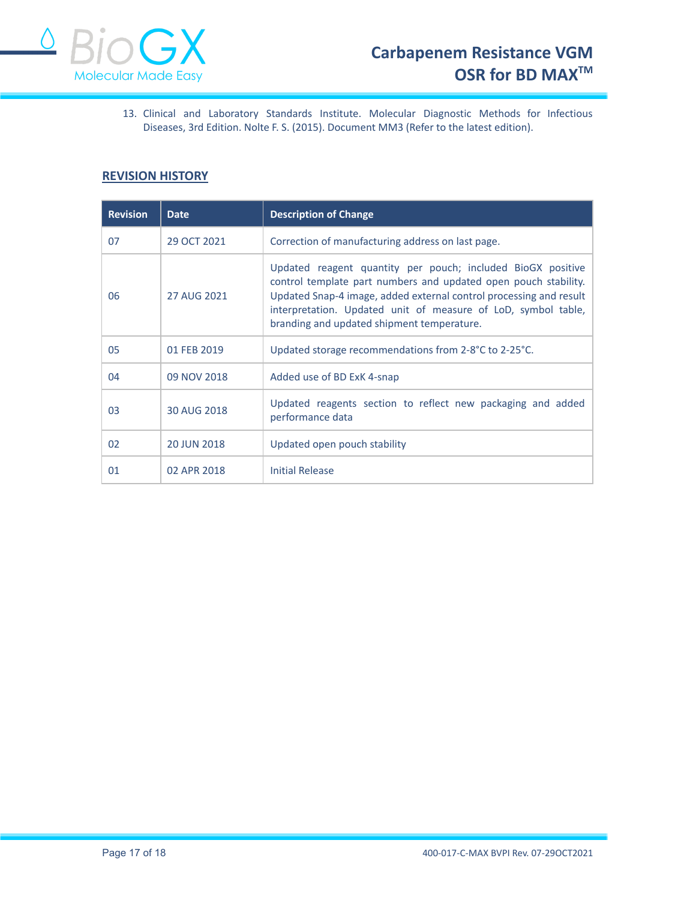13. Clinical and Laboratory Standards Institute. Molecular Diagnostic Methods for Infectious Diseases, 3rd Edition. Nolte F. S. (2015). Document MM3 (Refer to the latest edition).

## REVISION HISTORY

| Revision | Date | Description of Change |
|---|---|---|
| 07 | 29 OCT 2021 | Correction of manufacturing address on last page. |
| 06 | 27 AUG 2021 | Updated reagent quantity per pouch; included BioGX positive control template part numbers and updated open pouch stability. Updated Snap-4 image, added external control processing and result interpretation. Updated unit of measure of LoD, symbol table, branding and updated shipment temperature. |
| 05 | 01 FEB 2019 | Updated storage recommendations from 2-8°C to 2-25°C. |
| 04 | 09 NOV 2018 | Added use of BD ExK 4-snap |
| 03 | 30 AUG 2018 | Updated reagents section to reflect new packaging and added performance data |
| 02 | 20 JUN 2018 | Updated open pouch stability |
| 01 | 02 APR 2018 | Initial Release |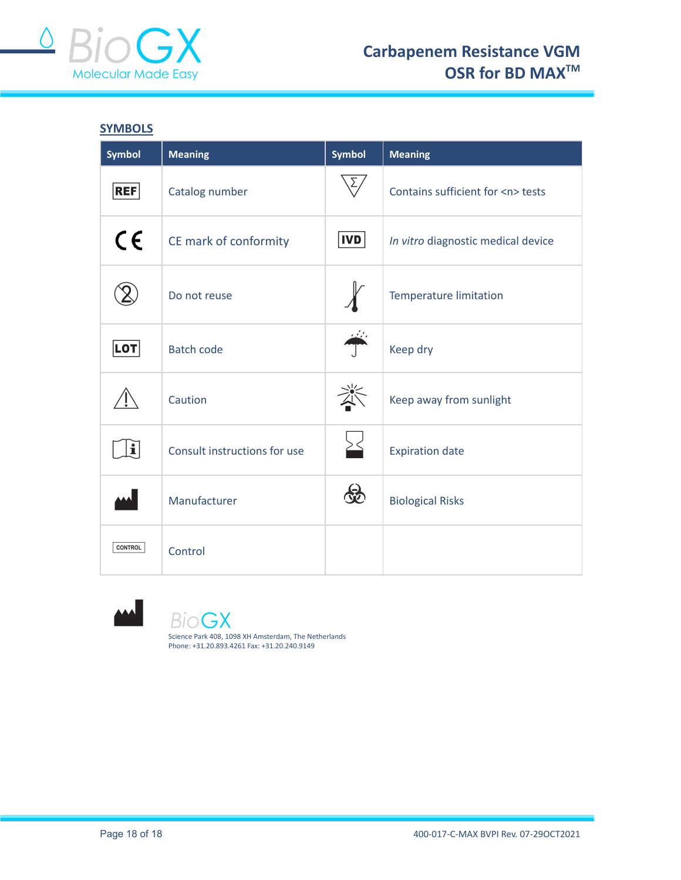## SYMBOLS

| Symbol | Meaning | Symbol | Meaning |
|---|---|---|---|
| REF | Catalog number | Σ | Contains sufficient for <n> tests |
| CE | CE mark of conformity | IVD | *In vitro* diagnostic medical device |
| | Do not reuse | | Temperature limitation |
| LOT | Batch code | | Keep dry |
| | Caution | | Keep away from sunlight |
| | Consult instructions for use | | Expiration date |
| | Manufacturer | | Biological Risks |
| CONTROL | Control | | |

BioGX
Science Park 408, 1098 XH Amsterdam, The Netherlands
Phone: +31.20.893.4261 Fax: +31.20.240.9149